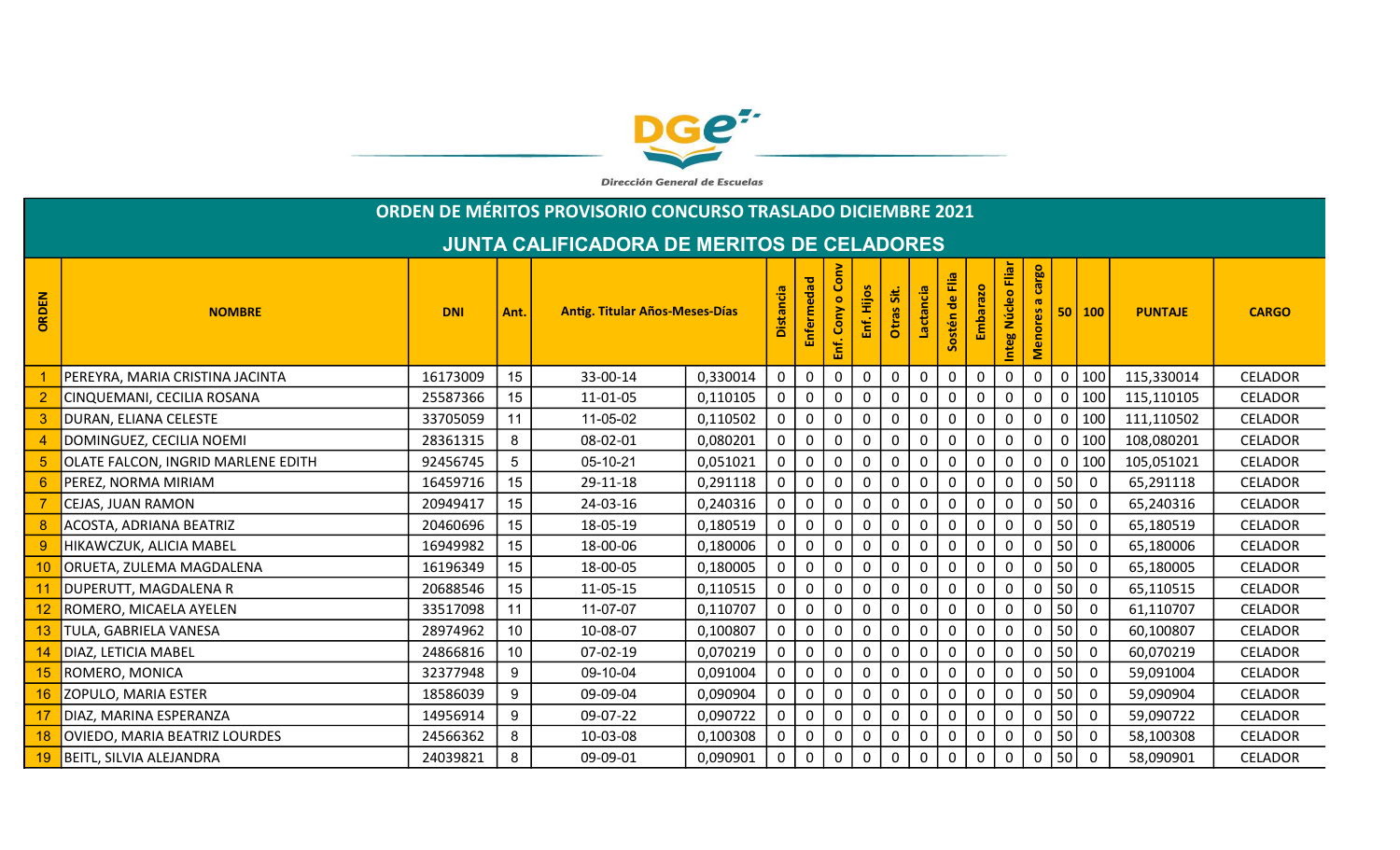Dirección General de Escuelas

# ORDEN DE MÉRITOS PROVISORIO CONCURSO TRASLADO DICIEMBRE 2021

## JUNTA CALIFICADORA DE MERITOS DE CELADORES

| ORDEN | NOMBRE | DNI | Ant. | Antig. Titular Años-Meses-Días | | Distancia | Enfermedad | Enf. Cony o Conv | Enf. Hijos | Otras Sit. | Lactancia | Sostén de Flia | Embarazo | Integ Núcleo Fliar | Menores a cargo | 50 | 100 | PUNTAJE | CARGO |
|---|---|---|---|---|---|---|---|---|---|---|---|---|---|---|---|---|---|---|---|
| 1 | PEREYRA, MARIA CRISTINA JACINTA | 16173009 | 15 | 33-00-14 | 0,330014 | 0 | 0 | 0 | 0 | 0 | 0 | 0 | 0 | 0 | 0 | 0 | 100 | 115,330014 | CELADOR |
| 2 | CINQUEMANI, CECILIA ROSANA | 25587366 | 15 | 11-01-05 | 0,110105 | 0 | 0 | 0 | 0 | 0 | 0 | 0 | 0 | 0 | 0 | 0 | 100 | 115,110105 | CELADOR |
| 3 | DURAN, ELIANA CELESTE | 33705059 | 11 | 11-05-02 | 0,110502 | 0 | 0 | 0 | 0 | 0 | 0 | 0 | 0 | 0 | 0 | 0 | 100 | 111,110502 | CELADOR |
| 4 | DOMINGUEZ, CECILIA NOEMI | 28361315 | 8 | 08-02-01 | 0,080201 | 0 | 0 | 0 | 0 | 0 | 0 | 0 | 0 | 0 | 0 | 0 | 100 | 108,080201 | CELADOR |
| 5 | OLATE FALCON, INGRID MARLENE EDITH | 92456745 | 5 | 05-10-21 | 0,051021 | 0 | 0 | 0 | 0 | 0 | 0 | 0 | 0 | 0 | 0 | 0 | 100 | 105,051021 | CELADOR |
| 6 | PEREZ, NORMA MIRIAM | 16459716 | 15 | 29-11-18 | 0,291118 | 0 | 0 | 0 | 0 | 0 | 0 | 0 | 0 | 0 | 0 | 50 | 0 | 65,291118 | CELADOR |
| 7 | CEJAS, JUAN RAMON | 20949417 | 15 | 24-03-16 | 0,240316 | 0 | 0 | 0 | 0 | 0 | 0 | 0 | 0 | 0 | 0 | 50 | 0 | 65,240316 | CELADOR |
| 8 | ACOSTA, ADRIANA BEATRIZ | 20460696 | 15 | 18-05-19 | 0,180519 | 0 | 0 | 0 | 0 | 0 | 0 | 0 | 0 | 0 | 0 | 50 | 0 | 65,180519 | CELADOR |
| 9 | HIKAWCZUK, ALICIA MABEL | 16949982 | 15 | 18-00-06 | 0,180006 | 0 | 0 | 0 | 0 | 0 | 0 | 0 | 0 | 0 | 0 | 50 | 0 | 65,180006 | CELADOR |
| 10 | ORUETA, ZULEMA MAGDALENA | 16196349 | 15 | 18-00-05 | 0,180005 | 0 | 0 | 0 | 0 | 0 | 0 | 0 | 0 | 0 | 0 | 50 | 0 | 65,180005 | CELADOR |
| 11 | DUPERUTT, MAGDALENA R | 20688546 | 15 | 11-05-15 | 0,110515 | 0 | 0 | 0 | 0 | 0 | 0 | 0 | 0 | 0 | 0 | 50 | 0 | 65,110515 | CELADOR |
| 12 | ROMERO, MICAELA AYELEN | 33517098 | 11 | 11-07-07 | 0,110707 | 0 | 0 | 0 | 0 | 0 | 0 | 0 | 0 | 0 | 0 | 50 | 0 | 61,110707 | CELADOR |
| 13 | TULA, GABRIELA VANESA | 28974962 | 10 | 10-08-07 | 0,100807 | 0 | 0 | 0 | 0 | 0 | 0 | 0 | 0 | 0 | 0 | 50 | 0 | 60,100807 | CELADOR |
| 14 | DIAZ, LETICIA MABEL | 24866816 | 10 | 07-02-19 | 0,070219 | 0 | 0 | 0 | 0 | 0 | 0 | 0 | 0 | 0 | 0 | 50 | 0 | 60,070219 | CELADOR |
| 15 | ROMERO, MONICA | 32377948 | 9 | 09-10-04 | 0,091004 | 0 | 0 | 0 | 0 | 0 | 0 | 0 | 0 | 0 | 0 | 50 | 0 | 59,091004 | CELADOR |
| 16 | ZOPULO, MARIA ESTER | 18586039 | 9 | 09-09-04 | 0,090904 | 0 | 0 | 0 | 0 | 0 | 0 | 0 | 0 | 0 | 0 | 50 | 0 | 59,090904 | CELADOR |
| 17 | DIAZ, MARINA ESPERANZA | 14956914 | 9 | 09-07-22 | 0,090722 | 0 | 0 | 0 | 0 | 0 | 0 | 0 | 0 | 0 | 0 | 50 | 0 | 59,090722 | CELADOR |
| 18 | OVIEDO, MARIA BEATRIZ LOURDES | 24566362 | 8 | 10-03-08 | 0,100308 | 0 | 0 | 0 | 0 | 0 | 0 | 0 | 0 | 0 | 0 | 50 | 0 | 58,100308 | CELADOR |
| 19 | BEITL, SILVIA ALEJANDRA | 24039821 | 8 | 09-09-01 | 0,090901 | 0 | 0 | 0 | 0 | 0 | 0 | 0 | 0 | 0 | 0 | 50 | 0 | 58,090901 | CELADOR |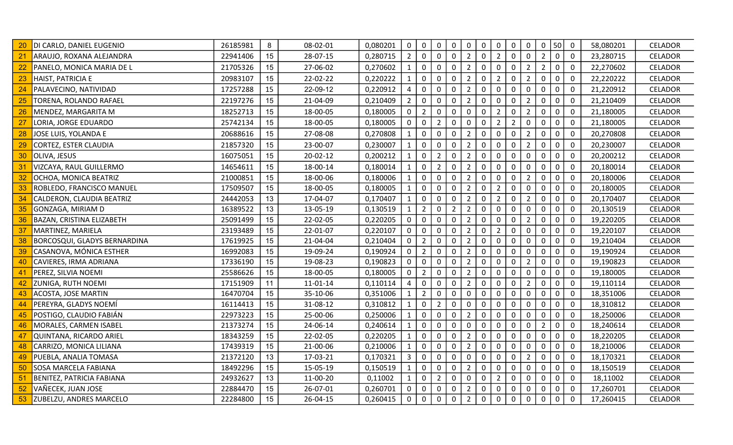| | | | | | | | | | | | | | | | | | | | | |
|---|---|---|---|---|---|---|---|---|---|---|---|---|---|---|---|---|---|---|---|---|
| 20 | DI CARLO, DANIEL EUGENIO | 26185981 | 8 | 08-02-01 | 0,080201 | 0 | 0 | 0 | 0 | 0 | 0 | 0 | 0 | 0 | 0 | 50 | 0 | 58,080201 | CELADOR |
| 21 | ARAUJO, ROXANA ALEJANDRA | 22941406 | 15 | 28-07-15 | 0,280715 | 2 | 0 | 0 | 0 | 2 | 0 | 2 | 0 | 0 | 2 | 0 | 0 | 23,280715 | CELADOR |
| 22 | PANELO, MONICA MARIA DE L | 21705326 | 15 | 27-06-02 | 0,270602 | 1 | 0 | 0 | 0 | 2 | 0 | 0 | 0 | 2 | 2 | 0 | 0 | 22,270602 | CELADOR |
| 23 | HAIST, PATRICIA E | 20983107 | 15 | 22-02-22 | 0,220222 | 1 | 0 | 0 | 0 | 2 | 0 | 2 | 0 | 2 | 0 | 0 | 0 | 22,220222 | CELADOR |
| 24 | PALAVECINO, NATIVIDAD | 17257288 | 15 | 22-09-12 | 0,220912 | 4 | 0 | 0 | 0 | 2 | 0 | 0 | 0 | 0 | 0 | 0 | 0 | 21,220912 | CELADOR |
| 25 | TORENA, ROLANDO RAFAEL | 22197276 | 15 | 21-04-09 | 0,210409 | 2 | 0 | 0 | 0 | 2 | 0 | 0 | 0 | 2 | 0 | 0 | 0 | 21,210409 | CELADOR |
| 26 | MENDEZ, MARGARITA M | 18252713 | 15 | 18-00-05 | 0,180005 | 0 | 2 | 0 | 0 | 0 | 0 | 2 | 0 | 2 | 0 | 0 | 0 | 21,180005 | CELADOR |
| 27 | LORIA, JORGE EDUARDO | 25742134 | 15 | 18-00-05 | 0,180005 | 0 | 0 | 2 | 0 | 0 | 0 | 2 | 2 | 0 | 0 | 0 | 0 | 21,180005 | CELADOR |
| 28 | JOSE LUIS, YOLANDA E | 20688616 | 15 | 27-08-08 | 0,270808 | 1 | 0 | 0 | 0 | 2 | 0 | 0 | 0 | 2 | 0 | 0 | 0 | 20,270808 | CELADOR |
| 29 | CORTEZ, ESTER CLAUDIA | 21857320 | 15 | 23-00-07 | 0,230007 | 1 | 0 | 0 | 0 | 2 | 0 | 0 | 0 | 2 | 0 | 0 | 0 | 20,230007 | CELADOR |
| 30 | OLIVA, JESUS | 16075051 | 15 | 20-02-12 | 0,200212 | 1 | 0 | 2 | 0 | 2 | 0 | 0 | 0 | 0 | 0 | 0 | 0 | 20,200212 | CELADOR |
| 31 | VIZCAYA, RAUL GUILLERMO | 14654611 | 15 | 18-00-14 | 0,180014 | 1 | 0 | 2 | 0 | 2 | 0 | 0 | 0 | 0 | 0 | 0 | 0 | 20,180014 | CELADOR |
| 32 | OCHOA, MONICA BEATRIZ | 21000851 | 15 | 18-00-06 | 0,180006 | 1 | 0 | 0 | 0 | 2 | 0 | 0 | 0 | 2 | 0 | 0 | 0 | 20,180006 | CELADOR |
| 33 | ROBLEDO, FRANCISCO MANUEL | 17509507 | 15 | 18-00-05 | 0,180005 | 1 | 0 | 0 | 0 | 2 | 0 | 2 | 0 | 0 | 0 | 0 | 0 | 20,180005 | CELADOR |
| 34 | CALDERON, CLAUDIA BEATRIZ | 24442053 | 13 | 17-04-07 | 0,170407 | 1 | 0 | 0 | 0 | 2 | 0 | 2 | 0 | 2 | 0 | 0 | 0 | 20,170407 | CELADOR |
| 35 | GONZAGA, MIRIAM D | 16389522 | 13 | 13-05-19 | 0,130519 | 1 | 2 | 0 | 2 | 2 | 0 | 0 | 0 | 0 | 0 | 0 | 0 | 20,130519 | CELADOR |
| 36 | BAZAN, CRISTINA ELIZABETH | 25091499 | 15 | 22-02-05 | 0,220205 | 0 | 0 | 0 | 0 | 2 | 0 | 0 | 0 | 2 | 0 | 0 | 0 | 19,220205 | CELADOR |
| 37 | MARTINEZ, MARIELA | 23193489 | 15 | 22-01-07 | 0,220107 | 0 | 0 | 0 | 0 | 2 | 0 | 2 | 0 | 0 | 0 | 0 | 0 | 19,220107 | CELADOR |
| 38 | BORCOSQUI, GLADYS BERNARDINA | 17619925 | 15 | 21-04-04 | 0,210404 | 0 | 2 | 0 | 0 | 2 | 0 | 0 | 0 | 0 | 0 | 0 | 0 | 19,210404 | CELADOR |
| 39 | CASANOVA, MÓNICA ESTHER | 16992083 | 15 | 19-09-24 | 0,190924 | 0 | 2 | 0 | 0 | 2 | 0 | 0 | 0 | 0 | 0 | 0 | 0 | 19,190924 | CELADOR |
| 40 | CAVIERES, IRMA ADRIANA | 17336190 | 15 | 19-08-23 | 0,190823 | 0 | 0 | 0 | 0 | 2 | 0 | 0 | 0 | 2 | 0 | 0 | 0 | 19,190823 | CELADOR |
| 41 | PEREZ, SILVIA NOEMI | 25586626 | 15 | 18-00-05 | 0,180005 | 0 | 2 | 0 | 0 | 2 | 0 | 0 | 0 | 0 | 0 | 0 | 0 | 19,180005 | CELADOR |
| 42 | ZUNIGA, RUTH NOEMI | 17151909 | 11 | 11-01-14 | 0,110114 | 4 | 0 | 0 | 0 | 2 | 0 | 0 | 0 | 2 | 0 | 0 | 0 | 19,110114 | CELADOR |
| 43 | ACOSTA, JOSE MARTIN | 16470704 | 15 | 35-10-06 | 0,351006 | 1 | 2 | 0 | 0 | 0 | 0 | 0 | 0 | 0 | 0 | 0 | 0 | 18,351006 | CELADOR |
| 44 | PEREYRA, GLADYS NOEMÍ | 16114413 | 15 | 31-08-12 | 0,310812 | 1 | 0 | 2 | 0 | 0 | 0 | 0 | 0 | 0 | 0 | 0 | 0 | 18,310812 | CELADOR |
| 45 | POSTIGO, CLAUDIO FABIÁN | 22973223 | 15 | 25-00-06 | 0,250006 | 1 | 0 | 0 | 0 | 2 | 0 | 0 | 0 | 0 | 0 | 0 | 0 | 18,250006 | CELADOR |
| 46 | MORALES, CARMEN ISABEL | 21373274 | 15 | 24-06-14 | 0,240614 | 1 | 0 | 0 | 0 | 0 | 0 | 0 | 0 | 0 | 2 | 0 | 0 | 18,240614 | CELADOR |
| 47 | QUINTANA, RICARDO ARIEL | 18343259 | 15 | 22-02-05 | 0,220205 | 1 | 0 | 0 | 0 | 2 | 0 | 0 | 0 | 0 | 0 | 0 | 0 | 18,220205 | CELADOR |
| 48 | CARRIZO, MONICA LILIANA | 17439319 | 15 | 21-00-06 | 0,210006 | 1 | 0 | 0 | 0 | 2 | 0 | 0 | 0 | 0 | 0 | 0 | 0 | 18,210006 | CELADOR |
| 49 | PUEBLA, ANALIA TOMASA | 21372120 | 13 | 17-03-21 | 0,170321 | 3 | 0 | 0 | 0 | 0 | 0 | 0 | 0 | 2 | 0 | 0 | 0 | 18,170321 | CELADOR |
| 50 | SOSA MARCELA FABIANA | 18492296 | 15 | 15-05-19 | 0,150519 | 1 | 0 | 0 | 0 | 2 | 0 | 0 | 0 | 0 | 0 | 0 | 0 | 18,150519 | CELADOR |
| 51 | BENITEZ, PATRICIA FABIANA | 24932627 | 13 | 11-00-20 | 0,11002 | 1 | 0 | 2 | 0 | 0 | 0 | 2 | 0 | 0 | 0 | 0 | 0 | 18,11002 | CELADOR |
| 52 | VAÑECEK, JUAN JOSE | 22884470 | 15 | 26-07-01 | 0,260701 | 0 | 0 | 0 | 0 | 2 | 0 | 0 | 0 | 0 | 0 | 0 | 0 | 17,260701 | CELADOR |
| 53 | ZUBELZU, ANDRES MARCELO | 22284800 | 15 | 26-04-15 | 0,260415 | 0 | 0 | 0 | 0 | 2 | 0 | 0 | 0 | 0 | 0 | 0 | 0 | 17,260415 | CELADOR |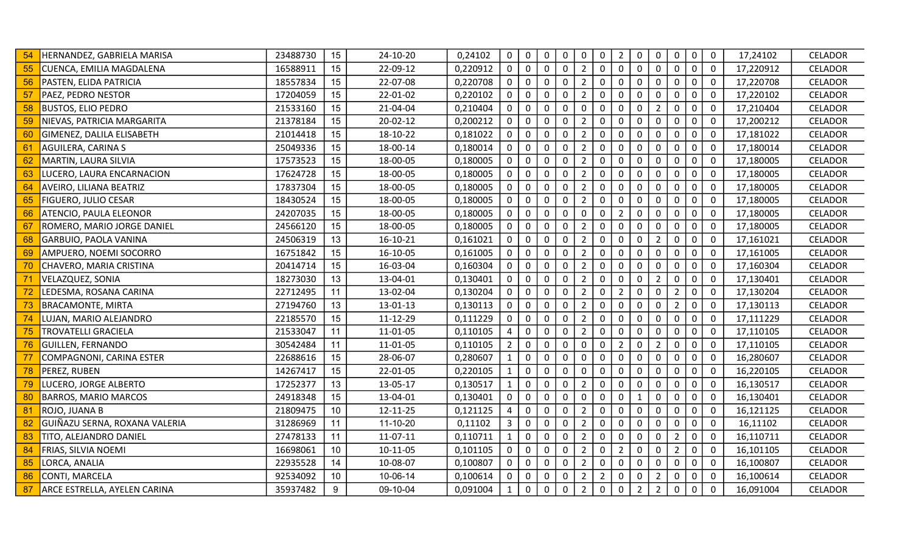| 54 | HERNANDEZ, GABRIELA MARISA | 23488730 | 15 | 24-10-20 | 0,24102 | 0 | 0 | 0 | 0 | 0 | 0 | 2 | 0 | 0 | 0 | 0 | 0 | 17,24102 | CELADOR |
|---|---|---|---|---|---|---|---|---|---|---|---|---|---|---|---|---|---|---|---|
| 55 | CUENCA, EMILIA MAGDALENA | 16588911 | 15 | 22-09-12 | 0,220912 | 0 | 0 | 0 | 0 | 2 | 0 | 0 | 0 | 0 | 0 | 0 | 0 | 17,220912 | CELADOR |
| 56 | PASTEN, ELIDA PATRICIA | 18557834 | 15 | 22-07-08 | 0,220708 | 0 | 0 | 0 | 0 | 2 | 0 | 0 | 0 | 0 | 0 | 0 | 0 | 17,220708 | CELADOR |
| 57 | PAEZ, PEDRO NESTOR | 17204059 | 15 | 22-01-02 | 0,220102 | 0 | 0 | 0 | 0 | 2 | 0 | 0 | 0 | 0 | 0 | 0 | 0 | 17,220102 | CELADOR |
| 58 | BUSTOS, ELIO PEDRO | 21533160 | 15 | 21-04-04 | 0,210404 | 0 | 0 | 0 | 0 | 0 | 0 | 0 | 0 | 2 | 0 | 0 | 0 | 17,210404 | CELADOR |
| 59 | NIEVAS, PATRICIA MARGARITA | 21378184 | 15 | 20-02-12 | 0,200212 | 0 | 0 | 0 | 0 | 2 | 0 | 0 | 0 | 0 | 0 | 0 | 0 | 17,200212 | CELADOR |
| 60 | GIMENEZ, DALILA ELISABETH | 21014418 | 15 | 18-10-22 | 0,181022 | 0 | 0 | 0 | 0 | 2 | 0 | 0 | 0 | 0 | 0 | 0 | 0 | 17,181022 | CELADOR |
| 61 | AGUILERA, CARINA S | 25049336 | 15 | 18-00-14 | 0,180014 | 0 | 0 | 0 | 0 | 2 | 0 | 0 | 0 | 0 | 0 | 0 | 0 | 17,180014 | CELADOR |
| 62 | MARTIN, LAURA SILVIA | 17573523 | 15 | 18-00-05 | 0,180005 | 0 | 0 | 0 | 0 | 2 | 0 | 0 | 0 | 0 | 0 | 0 | 0 | 17,180005 | CELADOR |
| 63 | LUCERO, LAURA ENCARNACION | 17624728 | 15 | 18-00-05 | 0,180005 | 0 | 0 | 0 | 0 | 2 | 0 | 0 | 0 | 0 | 0 | 0 | 0 | 17,180005 | CELADOR |
| 64 | AVEIRO, LILIANA BEATRIZ | 17837304 | 15 | 18-00-05 | 0,180005 | 0 | 0 | 0 | 0 | 2 | 0 | 0 | 0 | 0 | 0 | 0 | 0 | 17,180005 | CELADOR |
| 65 | FIGUERO, JULIO CESAR | 18430524 | 15 | 18-00-05 | 0,180005 | 0 | 0 | 0 | 0 | 2 | 0 | 0 | 0 | 0 | 0 | 0 | 0 | 17,180005 | CELADOR |
| 66 | ATENCIO, PAULA ELEONOR | 24207035 | 15 | 18-00-05 | 0,180005 | 0 | 0 | 0 | 0 | 0 | 0 | 2 | 0 | 0 | 0 | 0 | 0 | 17,180005 | CELADOR |
| 67 | ROMERO, MARIO JORGE DANIEL | 24566120 | 15 | 18-00-05 | 0,180005 | 0 | 0 | 0 | 0 | 2 | 0 | 0 | 0 | 0 | 0 | 0 | 0 | 17,180005 | CELADOR |
| 68 | GARBUIO, PAOLA VANINA | 24506319 | 13 | 16-10-21 | 0,161021 | 0 | 0 | 0 | 0 | 2 | 0 | 0 | 0 | 2 | 0 | 0 | 0 | 17,161021 | CELADOR |
| 69 | AMPUERO, NOEMI SOCORRO | 16751842 | 15 | 16-10-05 | 0,161005 | 0 | 0 | 0 | 0 | 2 | 0 | 0 | 0 | 0 | 0 | 0 | 0 | 17,161005 | CELADOR |
| 70 | CHAVERO, MARIA CRISTINA | 20414714 | 15 | 16-03-04 | 0,160304 | 0 | 0 | 0 | 0 | 2 | 0 | 0 | 0 | 0 | 0 | 0 | 0 | 17,160304 | CELADOR |
| 71 | VELAZQUEZ, SONIA | 18273030 | 13 | 13-04-01 | 0,130401 | 0 | 0 | 0 | 0 | 2 | 0 | 0 | 0 | 2 | 0 | 0 | 0 | 17,130401 | CELADOR |
| 72 | LEDESMA, ROSANA CARINA | 22712495 | 11 | 13-02-04 | 0,130204 | 0 | 0 | 0 | 0 | 2 | 0 | 2 | 0 | 0 | 2 | 0 | 0 | 17,130204 | CELADOR |
| 73 | BRACAMONTE, MIRTA | 27194760 | 13 | 13-01-13 | 0,130113 | 0 | 0 | 0 | 0 | 2 | 0 | 0 | 0 | 0 | 2 | 0 | 0 | 17,130113 | CELADOR |
| 74 | LUJAN, MARIO ALEJANDRO | 22185570 | 15 | 11-12-29 | 0,111229 | 0 | 0 | 0 | 0 | 2 | 0 | 0 | 0 | 0 | 0 | 0 | 0 | 17,111229 | CELADOR |
| 75 | TROVATELLI GRACIELA | 21533047 | 11 | 11-01-05 | 0,110105 | 4 | 0 | 0 | 0 | 2 | 0 | 0 | 0 | 0 | 0 | 0 | 0 | 17,110105 | CELADOR |
| 76 | GUILLEN, FERNANDO | 30542484 | 11 | 11-01-05 | 0,110105 | 2 | 0 | 0 | 0 | 0 | 0 | 2 | 0 | 2 | 0 | 0 | 0 | 17,110105 | CELADOR |
| 77 | COMPAGNONI, CARINA ESTER | 22688616 | 15 | 28-06-07 | 0,280607 | 1 | 0 | 0 | 0 | 0 | 0 | 0 | 0 | 0 | 0 | 0 | 0 | 16,280607 | CELADOR |
| 78 | PEREZ, RUBEN | 14267417 | 15 | 22-01-05 | 0,220105 | 1 | 0 | 0 | 0 | 0 | 0 | 0 | 0 | 0 | 0 | 0 | 0 | 16,220105 | CELADOR |
| 79 | LUCERO, JORGE ALBERTO | 17252377 | 13 | 13-05-17 | 0,130517 | 1 | 0 | 0 | 0 | 2 | 0 | 0 | 0 | 0 | 0 | 0 | 0 | 16,130517 | CELADOR |
| 80 | BARROS, MARIO MARCOS | 24918348 | 15 | 13-04-01 | 0,130401 | 0 | 0 | 0 | 0 | 0 | 0 | 0 | 1 | 0 | 0 | 0 | 0 | 16,130401 | CELADOR |
| 81 | ROJO, JUANA B | 21809475 | 10 | 12-11-25 | 0,121125 | 4 | 0 | 0 | 0 | 2 | 0 | 0 | 0 | 0 | 0 | 0 | 0 | 16,121125 | CELADOR |
| 82 | GUIÑAZU SERNA, ROXANA VALERIA | 31286969 | 11 | 11-10-20 | 0,11102 | 3 | 0 | 0 | 0 | 2 | 0 | 0 | 0 | 0 | 0 | 0 | 0 | 16,11102 | CELADOR |
| 83 | TITO, ALEJANDRO DANIEL | 27478133 | 11 | 11-07-11 | 0,110711 | 1 | 0 | 0 | 0 | 2 | 0 | 0 | 0 | 0 | 2 | 0 | 0 | 16,110711 | CELADOR |
| 84 | FRIAS, SILVIA NOEMI | 16698061 | 10 | 10-11-05 | 0,101105 | 0 | 0 | 0 | 0 | 2 | 0 | 2 | 0 | 0 | 2 | 0 | 0 | 16,101105 | CELADOR |
| 85 | LORCA, ANALIA | 22935528 | 14 | 10-08-07 | 0,100807 | 0 | 0 | 0 | 0 | 2 | 0 | 0 | 0 | 0 | 0 | 0 | 0 | 16,100807 | CELADOR |
| 86 | CONTI, MARCELA | 92534092 | 10 | 10-06-14 | 0,100614 | 0 | 0 | 0 | 0 | 2 | 2 | 0 | 0 | 2 | 0 | 0 | 0 | 16,100614 | CELADOR |
| 87 | ARCE ESTRELLA, AYELEN CARINA | 35937482 | 9 | 09-10-04 | 0,091004 | 1 | 0 | 0 | 0 | 2 | 0 | 0 | 2 | 2 | 0 | 0 | 0 | 16,091004 | CELADOR |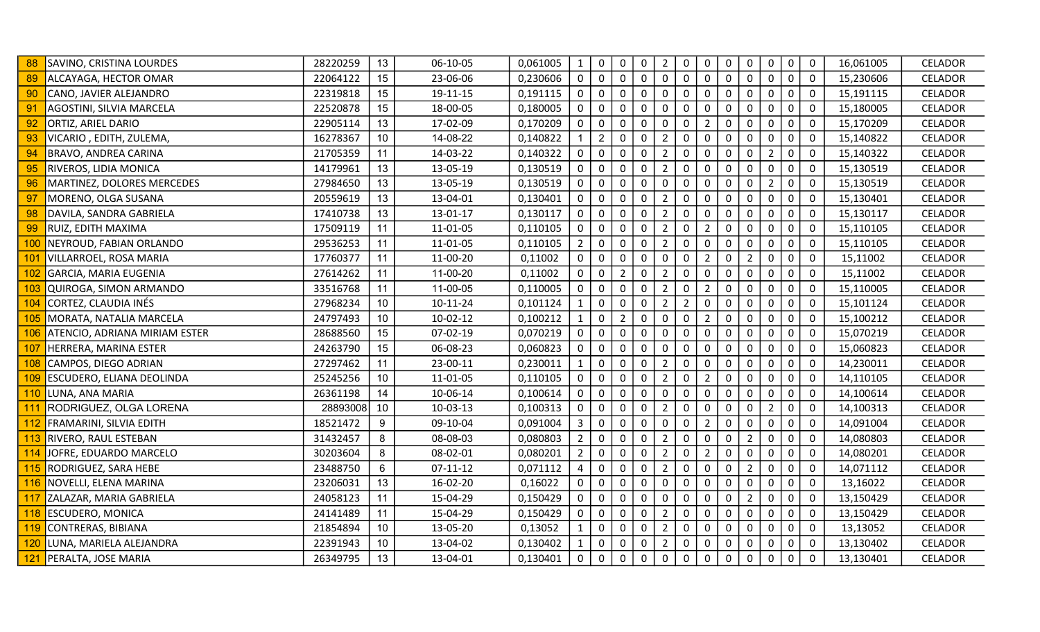| | | | | | | | | | | | | | | | | | | | | |
|---|---|---|---|---|---|---|---|---|---|---|---|---|---|---|---|---|---|---|---|---|
| 88 | SAVINO, CRISTINA LOURDES | 28220259 | 13 | 06-10-05 | 0,061005 | 1 | 0 | 0 | 0 | 2 | 0 | 0 | 0 | 0 | 0 | 0 | 0 | 16,061005 | CELADOR |
| 89 | ALCAYAGA, HECTOR OMAR | 22064122 | 15 | 23-06-06 | 0,230606 | 0 | 0 | 0 | 0 | 0 | 0 | 0 | 0 | 0 | 0 | 0 | 0 | 15,230606 | CELADOR |
| 90 | CANO, JAVIER ALEJANDRO | 22319818 | 15 | 19-11-15 | 0,191115 | 0 | 0 | 0 | 0 | 0 | 0 | 0 | 0 | 0 | 0 | 0 | 0 | 15,191115 | CELADOR |
| 91 | AGOSTINI, SILVIA MARCELA | 22520878 | 15 | 18-00-05 | 0,180005 | 0 | 0 | 0 | 0 | 0 | 0 | 0 | 0 | 0 | 0 | 0 | 0 | 15,180005 | CELADOR |
| 92 | ORTIZ, ARIEL DARIO | 22905114 | 13 | 17-02-09 | 0,170209 | 0 | 0 | 0 | 0 | 0 | 0 | 2 | 0 | 0 | 0 | 0 | 0 | 15,170209 | CELADOR |
| 93 | VICARIO , EDITH, ZULEMA, | 16278367 | 10 | 14-08-22 | 0,140822 | 1 | 2 | 0 | 0 | 2 | 0 | 0 | 0 | 0 | 0 | 0 | 0 | 15,140822 | CELADOR |
| 94 | BRAVO, ANDREA CARINA | 21705359 | 11 | 14-03-22 | 0,140322 | 0 | 0 | 0 | 0 | 2 | 0 | 0 | 0 | 0 | 2 | 0 | 0 | 15,140322 | CELADOR |
| 95 | RIVEROS, LIDIA MONICA | 14179961 | 13 | 13-05-19 | 0,130519 | 0 | 0 | 0 | 0 | 2 | 0 | 0 | 0 | 0 | 0 | 0 | 0 | 15,130519 | CELADOR |
| 96 | MARTINEZ, DOLORES MERCEDES | 27984650 | 13 | 13-05-19 | 0,130519 | 0 | 0 | 0 | 0 | 0 | 0 | 0 | 0 | 0 | 2 | 0 | 0 | 15,130519 | CELADOR |
| 97 | MORENO, OLGA SUSANA | 20559619 | 13 | 13-04-01 | 0,130401 | 0 | 0 | 0 | 0 | 2 | 0 | 0 | 0 | 0 | 0 | 0 | 0 | 15,130401 | CELADOR |
| 98 | DAVILA, SANDRA GABRIELA | 17410738 | 13 | 13-01-17 | 0,130117 | 0 | 0 | 0 | 0 | 2 | 0 | 0 | 0 | 0 | 0 | 0 | 0 | 15,130117 | CELADOR |
| 99 | RUIZ, EDITH MAXIMA | 17509119 | 11 | 11-01-05 | 0,110105 | 0 | 0 | 0 | 0 | 2 | 0 | 2 | 0 | 0 | 0 | 0 | 0 | 15,110105 | CELADOR |
| 100 | NEYROUD, FABIAN ORLANDO | 29536253 | 11 | 11-01-05 | 0,110105 | 2 | 0 | 0 | 0 | 2 | 0 | 0 | 0 | 0 | 0 | 0 | 0 | 15,110105 | CELADOR |
| 101 | VILLARROEL, ROSA MARIA | 17760377 | 11 | 11-00-20 | 0,11002 | 0 | 0 | 0 | 0 | 0 | 0 | 2 | 0 | 2 | 0 | 0 | 0 | 15,11002 | CELADOR |
| 102 | GARCIA, MARIA EUGENIA | 27614262 | 11 | 11-00-20 | 0,11002 | 0 | 0 | 2 | 0 | 2 | 0 | 0 | 0 | 0 | 0 | 0 | 0 | 15,11002 | CELADOR |
| 103 | QUIROGA, SIMON ARMANDO | 33516768 | 11 | 11-00-05 | 0,110005 | 0 | 0 | 0 | 0 | 2 | 0 | 2 | 0 | 0 | 0 | 0 | 0 | 15,110005 | CELADOR |
| 104 | CORTEZ, CLAUDIA INÉS | 27968234 | 10 | 10-11-24 | 0,101124 | 1 | 0 | 0 | 0 | 2 | 2 | 0 | 0 | 0 | 0 | 0 | 0 | 15,101124 | CELADOR |
| 105 | MORATA, NATALIA MARCELA | 24797493 | 10 | 10-02-12 | 0,100212 | 1 | 0 | 2 | 0 | 0 | 0 | 2 | 0 | 0 | 0 | 0 | 0 | 15,100212 | CELADOR |
| 106 | ATENCIO, ADRIANA MIRIAM ESTER | 28688560 | 15 | 07-02-19 | 0,070219 | 0 | 0 | 0 | 0 | 0 | 0 | 0 | 0 | 0 | 0 | 0 | 0 | 15,070219 | CELADOR |
| 107 | HERRERA, MARINA ESTER | 24263790 | 15 | 06-08-23 | 0,060823 | 0 | 0 | 0 | 0 | 0 | 0 | 0 | 0 | 0 | 0 | 0 | 0 | 15,060823 | CELADOR |
| 108 | CAMPOS, DIEGO ADRIAN | 27297462 | 11 | 23-00-11 | 0,230011 | 1 | 0 | 0 | 0 | 2 | 0 | 0 | 0 | 0 | 0 | 0 | 0 | 14,230011 | CELADOR |
| 109 | ESCUDERO, ELIANA DEOLINDA | 25245256 | 10 | 11-01-05 | 0,110105 | 0 | 0 | 0 | 0 | 2 | 0 | 2 | 0 | 0 | 0 | 0 | 0 | 14,110105 | CELADOR |
| 110 | LUNA, ANA MARIA | 26361198 | 14 | 10-06-14 | 0,100614 | 0 | 0 | 0 | 0 | 0 | 0 | 0 | 0 | 0 | 0 | 0 | 0 | 14,100614 | CELADOR |
| 111 | RODRIGUEZ, OLGA LORENA | 28893008 | 10 | 10-03-13 | 0,100313 | 0 | 0 | 0 | 0 | 2 | 0 | 0 | 0 | 0 | 2 | 0 | 0 | 14,100313 | CELADOR |
| 112 | FRAMARINI, SILVIA EDITH | 18521472 | 9 | 09-10-04 | 0,091004 | 3 | 0 | 0 | 0 | 0 | 0 | 2 | 0 | 0 | 0 | 0 | 0 | 14,091004 | CELADOR |
| 113 | RIVERO, RAUL ESTEBAN | 31432457 | 8 | 08-08-03 | 0,080803 | 2 | 0 | 0 | 0 | 2 | 0 | 0 | 0 | 2 | 0 | 0 | 0 | 14,080803 | CELADOR |
| 114 | JOFRE, EDUARDO MARCELO | 30203604 | 8 | 08-02-01 | 0,080201 | 2 | 0 | 0 | 0 | 2 | 0 | 2 | 0 | 0 | 0 | 0 | 0 | 14,080201 | CELADOR |
| 115 | RODRIGUEZ, SARA HEBE | 23488750 | 6 | 07-11-12 | 0,071112 | 4 | 0 | 0 | 0 | 2 | 0 | 0 | 0 | 2 | 0 | 0 | 0 | 14,071112 | CELADOR |
| 116 | NOVELLI, ELENA MARINA | 23206031 | 13 | 16-02-20 | 0,16022 | 0 | 0 | 0 | 0 | 0 | 0 | 0 | 0 | 0 | 0 | 0 | 0 | 13,16022 | CELADOR |
| 117 | ZALAZAR, MARIA GABRIELA | 24058123 | 11 | 15-04-29 | 0,150429 | 0 | 0 | 0 | 0 | 0 | 0 | 0 | 0 | 2 | 0 | 0 | 0 | 13,150429 | CELADOR |
| 118 | ESCUDERO, MONICA | 24141489 | 11 | 15-04-29 | 0,150429 | 0 | 0 | 0 | 0 | 2 | 0 | 0 | 0 | 0 | 0 | 0 | 0 | 13,150429 | CELADOR |
| 119 | CONTRERAS, BIBIANA | 21854894 | 10 | 13-05-20 | 0,13052 | 1 | 0 | 0 | 0 | 2 | 0 | 0 | 0 | 0 | 0 | 0 | 0 | 13,13052 | CELADOR |
| 120 | LUNA, MARIELA ALEJANDRA | 22391943 | 10 | 13-04-02 | 0,130402 | 1 | 0 | 0 | 0 | 2 | 0 | 0 | 0 | 0 | 0 | 0 | 0 | 13,130402 | CELADOR |
| 121 | PERALTA, JOSE MARIA | 26349795 | 13 | 13-04-01 | 0,130401 | 0 | 0 | 0 | 0 | 0 | 0 | 0 | 0 | 0 | 0 | 0 | 0 | 13,130401 | CELADOR |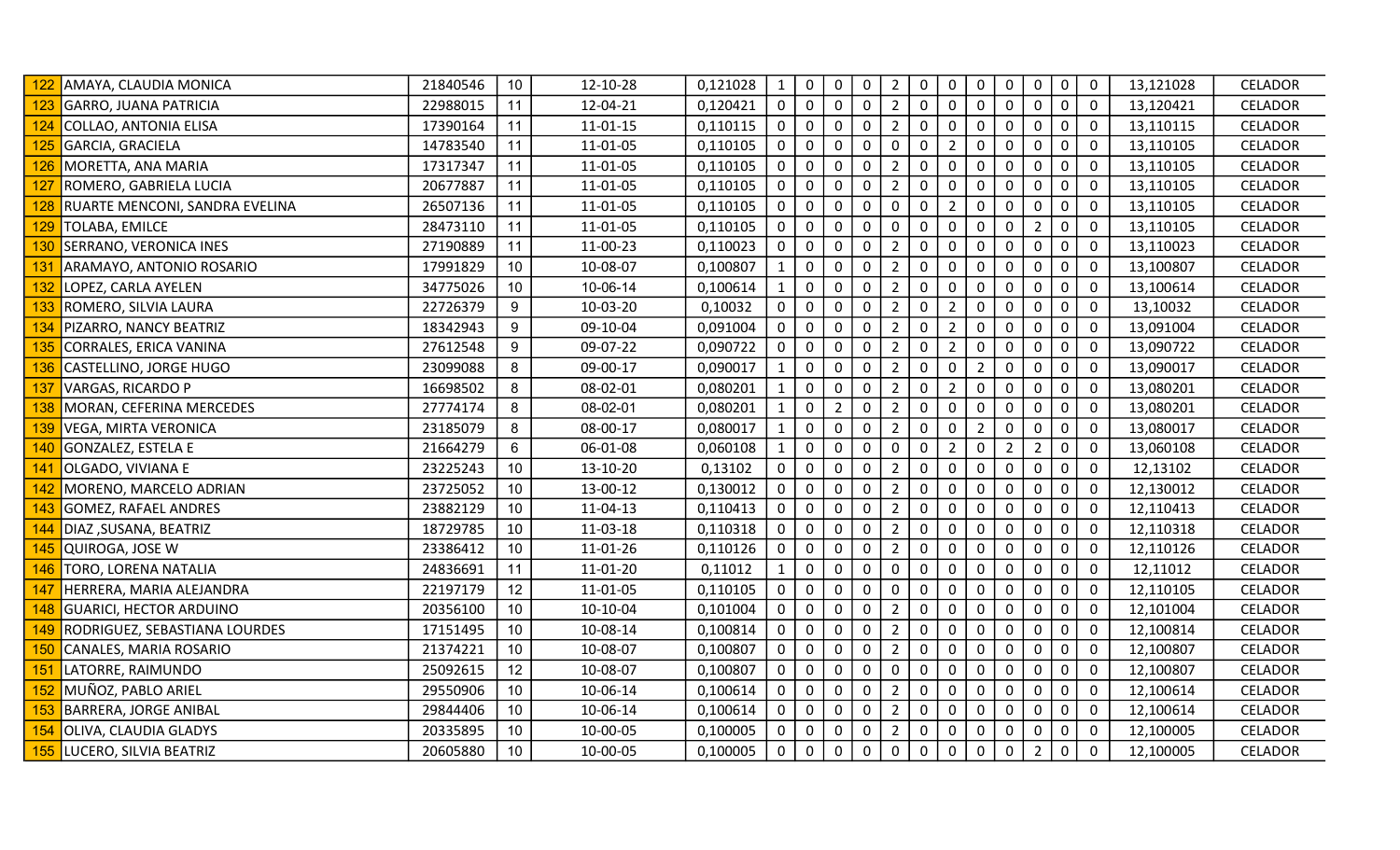| | | | | | | | | | | | | | | | | | | | |
|---|---|---|---|---|---|---|---|---|---|---|---|---|---|---|---|---|---|---|---|
| 122 | AMAYA, CLAUDIA MONICA | 21840546 | 10 | 12-10-28 | 0,121028 | 1 | 0 | 0 | 0 | 2 | 0 | 0 | 0 | 0 | 0 | 0 | 0 | 13,121028 | CELADOR |
| 123 | GARRO, JUANA PATRICIA | 22988015 | 11 | 12-04-21 | 0,120421 | 0 | 0 | 0 | 0 | 2 | 0 | 0 | 0 | 0 | 0 | 0 | 0 | 13,120421 | CELADOR |
| 124 | COLLAO, ANTONIA ELISA | 17390164 | 11 | 11-01-15 | 0,110115 | 0 | 0 | 0 | 0 | 2 | 0 | 0 | 0 | 0 | 0 | 0 | 0 | 13,110115 | CELADOR |
| 125 | GARCIA, GRACIELA | 14783540 | 11 | 11-01-05 | 0,110105 | 0 | 0 | 0 | 0 | 0 | 0 | 2 | 0 | 0 | 0 | 0 | 0 | 13,110105 | CELADOR |
| 126 | MORETTA, ANA MARIA | 17317347 | 11 | 11-01-05 | 0,110105 | 0 | 0 | 0 | 0 | 2 | 0 | 0 | 0 | 0 | 0 | 0 | 0 | 13,110105 | CELADOR |
| 127 | ROMERO, GABRIELA LUCIA | 20677887 | 11 | 11-01-05 | 0,110105 | 0 | 0 | 0 | 0 | 2 | 0 | 0 | 0 | 0 | 0 | 0 | 0 | 13,110105 | CELADOR |
| 128 | RUARTE MENCONI, SANDRA EVELINA | 26507136 | 11 | 11-01-05 | 0,110105 | 0 | 0 | 0 | 0 | 0 | 0 | 2 | 0 | 0 | 0 | 0 | 0 | 13,110105 | CELADOR |
| 129 | TOLABA, EMILCE | 28473110 | 11 | 11-01-05 | 0,110105 | 0 | 0 | 0 | 0 | 0 | 0 | 0 | 0 | 0 | 2 | 0 | 0 | 13,110105 | CELADOR |
| 130 | SERRANO, VERONICA INES | 27190889 | 11 | 11-00-23 | 0,110023 | 0 | 0 | 0 | 0 | 2 | 0 | 0 | 0 | 0 | 0 | 0 | 0 | 13,110023 | CELADOR |
| 131 | ARAMAYO, ANTONIO ROSARIO | 17991829 | 10 | 10-08-07 | 0,100807 | 1 | 0 | 0 | 0 | 2 | 0 | 0 | 0 | 0 | 0 | 0 | 0 | 13,100807 | CELADOR |
| 132 | LOPEZ, CARLA AYELEN | 34775026 | 10 | 10-06-14 | 0,100614 | 1 | 0 | 0 | 0 | 2 | 0 | 0 | 0 | 0 | 0 | 0 | 0 | 13,100614 | CELADOR |
| 133 | ROMERO, SILVIA LAURA | 22726379 | 9 | 10-03-20 | 0,10032 | 0 | 0 | 0 | 0 | 2 | 0 | 2 | 0 | 0 | 0 | 0 | 0 | 13,10032 | CELADOR |
| 134 | PIZARRO, NANCY BEATRIZ | 18342943 | 9 | 09-10-04 | 0,091004 | 0 | 0 | 0 | 0 | 2 | 0 | 2 | 0 | 0 | 0 | 0 | 0 | 13,091004 | CELADOR |
| 135 | CORRALES, ERICA VANINA | 27612548 | 9 | 09-07-22 | 0,090722 | 0 | 0 | 0 | 0 | 2 | 0 | 2 | 0 | 0 | 0 | 0 | 0 | 13,090722 | CELADOR |
| 136 | CASTELLINO, JORGE HUGO | 23099088 | 8 | 09-00-17 | 0,090017 | 1 | 0 | 0 | 0 | 2 | 0 | 0 | 2 | 0 | 0 | 0 | 0 | 13,090017 | CELADOR |
| 137 | VARGAS, RICARDO P | 16698502 | 8 | 08-02-01 | 0,080201 | 1 | 0 | 0 | 0 | 2 | 0 | 2 | 0 | 0 | 0 | 0 | 0 | 13,080201 | CELADOR |
| 138 | MORAN, CEFERINA MERCEDES | 27774174 | 8 | 08-02-01 | 0,080201 | 1 | 0 | 2 | 0 | 2 | 0 | 0 | 0 | 0 | 0 | 0 | 0 | 13,080201 | CELADOR |
| 139 | VEGA, MIRTA VERONICA | 23185079 | 8 | 08-00-17 | 0,080017 | 1 | 0 | 0 | 0 | 2 | 0 | 0 | 2 | 0 | 0 | 0 | 0 | 13,080017 | CELADOR |
| 140 | GONZALEZ, ESTELA E | 21664279 | 6 | 06-01-08 | 0,060108 | 1 | 0 | 0 | 0 | 0 | 0 | 2 | 0 | 2 | 2 | 0 | 0 | 13,060108 | CELADOR |
| 141 | OLGADO, VIVIANA E | 23225243 | 10 | 13-10-20 | 0,13102 | 0 | 0 | 0 | 0 | 2 | 0 | 0 | 0 | 0 | 0 | 0 | 0 | 12,13102 | CELADOR |
| 142 | MORENO, MARCELO ADRIAN | 23725052 | 10 | 13-00-12 | 0,130012 | 0 | 0 | 0 | 0 | 2 | 0 | 0 | 0 | 0 | 0 | 0 | 0 | 12,130012 | CELADOR |
| 143 | GOMEZ, RAFAEL ANDRES | 23882129 | 10 | 11-04-13 | 0,110413 | 0 | 0 | 0 | 0 | 2 | 0 | 0 | 0 | 0 | 0 | 0 | 0 | 12,110413 | CELADOR |
| 144 | DIAZ ,SUSANA, BEATRIZ | 18729785 | 10 | 11-03-18 | 0,110318 | 0 | 0 | 0 | 0 | 2 | 0 | 0 | 0 | 0 | 0 | 0 | 0 | 12,110318 | CELADOR |
| 145 | QUIROGA, JOSE W | 23386412 | 10 | 11-01-26 | 0,110126 | 0 | 0 | 0 | 0 | 2 | 0 | 0 | 0 | 0 | 0 | 0 | 0 | 12,110126 | CELADOR |
| 146 | TORO, LORENA NATALIA | 24836691 | 11 | 11-01-20 | 0,11012 | 1 | 0 | 0 | 0 | 0 | 0 | 0 | 0 | 0 | 0 | 0 | 0 | 12,11012 | CELADOR |
| 147 | HERRERA, MARIA ALEJANDRA | 22197179 | 12 | 11-01-05 | 0,110105 | 0 | 0 | 0 | 0 | 0 | 0 | 0 | 0 | 0 | 0 | 0 | 0 | 12,110105 | CELADOR |
| 148 | GUARICI, HECTOR ARDUINO | 20356100 | 10 | 10-10-04 | 0,101004 | 0 | 0 | 0 | 0 | 2 | 0 | 0 | 0 | 0 | 0 | 0 | 0 | 12,101004 | CELADOR |
| 149 | RODRIGUEZ, SEBASTIANA LOURDES | 17151495 | 10 | 10-08-14 | 0,100814 | 0 | 0 | 0 | 0 | 2 | 0 | 0 | 0 | 0 | 0 | 0 | 0 | 12,100814 | CELADOR |
| 150 | CANALES, MARIA ROSARIO | 21374221 | 10 | 10-08-07 | 0,100807 | 0 | 0 | 0 | 0 | 2 | 0 | 0 | 0 | 0 | 0 | 0 | 0 | 12,100807 | CELADOR |
| 151 | LATORRE, RAIMUNDO | 25092615 | 12 | 10-08-07 | 0,100807 | 0 | 0 | 0 | 0 | 0 | 0 | 0 | 0 | 0 | 0 | 0 | 0 | 12,100807 | CELADOR |
| 152 | MUÑOZ, PABLO ARIEL | 29550906 | 10 | 10-06-14 | 0,100614 | 0 | 0 | 0 | 0 | 2 | 0 | 0 | 0 | 0 | 0 | 0 | 0 | 12,100614 | CELADOR |
| 153 | BARRERA, JORGE ANIBAL | 29844406 | 10 | 10-06-14 | 0,100614 | 0 | 0 | 0 | 0 | 2 | 0 | 0 | 0 | 0 | 0 | 0 | 0 | 12,100614 | CELADOR |
| 154 | OLIVA, CLAUDIA GLADYS | 20335895 | 10 | 10-00-05 | 0,100005 | 0 | 0 | 0 | 0 | 2 | 0 | 0 | 0 | 0 | 0 | 0 | 0 | 12,100005 | CELADOR |
| 155 | LUCERO, SILVIA BEATRIZ | 20605880 | 10 | 10-00-05 | 0,100005 | 0 | 0 | 0 | 0 | 0 | 0 | 0 | 0 | 0 | 2 | 0 | 0 | 12,100005 | CELADOR |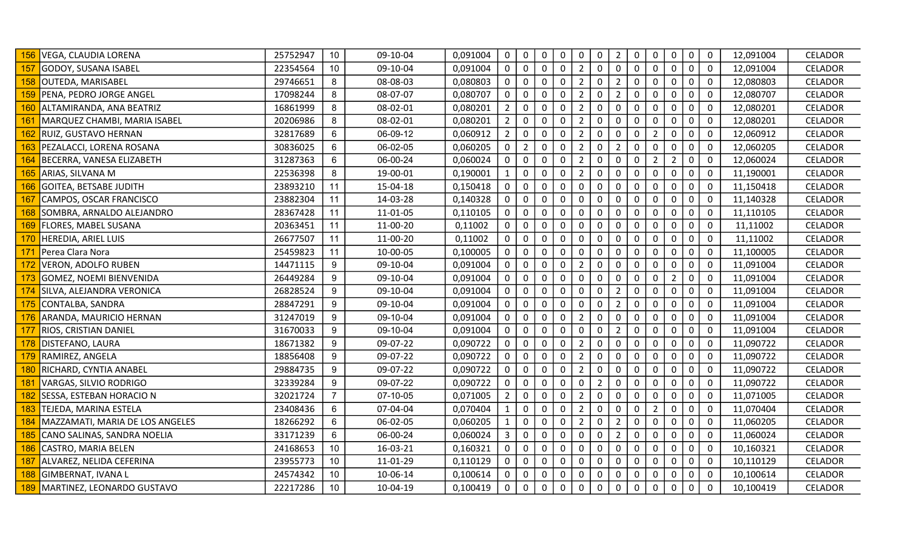| | | | | | | | | | | | | | | | | | | |
|---|---|---|---|---|---|---|---|---|---|---|---|---|---|---|---|---|---|---|
| 156 | VEGA, CLAUDIA LORENA | 25752947 | 10 | 09-10-04 | 0,091004 | 0 | 0 | 0 | 0 | 0 | 0 | 2 | 0 | 0 | 0 | 0 | 0 | 12,091004 | CELADOR |
| 157 | GODOY, SUSANA ISABEL | 22354564 | 10 | 09-10-04 | 0,091004 | 0 | 0 | 0 | 0 | 2 | 0 | 0 | 0 | 0 | 0 | 0 | 0 | 12,091004 | CELADOR |
| 158 | OUTEDA, MARISABEL | 29746651 | 8 | 08-08-03 | 0,080803 | 0 | 0 | 0 | 0 | 2 | 0 | 2 | 0 | 0 | 0 | 0 | 0 | 12,080803 | CELADOR |
| 159 | PENA, PEDRO JORGE ANGEL | 17098244 | 8 | 08-07-07 | 0,080707 | 0 | 0 | 0 | 0 | 2 | 0 | 2 | 0 | 0 | 0 | 0 | 0 | 12,080707 | CELADOR |
| 160 | ALTAMIRANDA, ANA BEATRIZ | 16861999 | 8 | 08-02-01 | 0,080201 | 2 | 0 | 0 | 0 | 2 | 0 | 0 | 0 | 0 | 0 | 0 | 0 | 12,080201 | CELADOR |
| 161 | MARQUEZ CHAMBI, MARIA ISABEL | 20206986 | 8 | 08-02-01 | 0,080201 | 2 | 0 | 0 | 0 | 2 | 0 | 0 | 0 | 0 | 0 | 0 | 0 | 12,080201 | CELADOR |
| 162 | RUIZ, GUSTAVO HERNAN | 32817689 | 6 | 06-09-12 | 0,060912 | 2 | 0 | 0 | 0 | 2 | 0 | 0 | 0 | 2 | 0 | 0 | 0 | 12,060912 | CELADOR |
| 163 | PEZALACCI, LORENA ROSANA | 30836025 | 6 | 06-02-05 | 0,060205 | 0 | 2 | 0 | 0 | 2 | 0 | 2 | 0 | 0 | 0 | 0 | 0 | 12,060205 | CELADOR |
| 164 | BECERRA, VANESA ELIZABETH | 31287363 | 6 | 06-00-24 | 0,060024 | 0 | 0 | 0 | 0 | 2 | 0 | 0 | 0 | 2 | 2 | 0 | 0 | 12,060024 | CELADOR |
| 165 | ARIAS, SILVANA M | 22536398 | 8 | 19-00-01 | 0,190001 | 1 | 0 | 0 | 0 | 2 | 0 | 0 | 0 | 0 | 0 | 0 | 0 | 11,190001 | CELADOR |
| 166 | GOITEA, BETSABE JUDITH | 23893210 | 11 | 15-04-18 | 0,150418 | 0 | 0 | 0 | 0 | 0 | 0 | 0 | 0 | 0 | 0 | 0 | 0 | 11,150418 | CELADOR |
| 167 | CAMPOS, OSCAR FRANCISCO | 23882304 | 11 | 14-03-28 | 0,140328 | 0 | 0 | 0 | 0 | 0 | 0 | 0 | 0 | 0 | 0 | 0 | 0 | 11,140328 | CELADOR |
| 168 | SOMBRA, ARNALDO ALEJANDRO | 28367428 | 11 | 11-01-05 | 0,110105 | 0 | 0 | 0 | 0 | 0 | 0 | 0 | 0 | 0 | 0 | 0 | 0 | 11,110105 | CELADOR |
| 169 | FLORES, MABEL SUSANA | 20363451 | 11 | 11-00-20 | 0,11002 | 0 | 0 | 0 | 0 | 0 | 0 | 0 | 0 | 0 | 0 | 0 | 0 | 11,11002 | CELADOR |
| 170 | HEREDIA, ARIEL LUIS | 26677507 | 11 | 11-00-20 | 0,11002 | 0 | 0 | 0 | 0 | 0 | 0 | 0 | 0 | 0 | 0 | 0 | 0 | 11,11002 | CELADOR |
| 171 | Perea Clara Nora | 25459823 | 11 | 10-00-05 | 0,100005 | 0 | 0 | 0 | 0 | 0 | 0 | 0 | 0 | 0 | 0 | 0 | 0 | 11,100005 | CELADOR |
| 172 | VERON, ADOLFO RUBEN | 14471115 | 9 | 09-10-04 | 0,091004 | 0 | 0 | 0 | 0 | 2 | 0 | 0 | 0 | 0 | 0 | 0 | 0 | 11,091004 | CELADOR |
| 173 | GOMEZ, NOEMI BIENVENIDA | 26449284 | 9 | 09-10-04 | 0,091004 | 0 | 0 | 0 | 0 | 0 | 0 | 0 | 0 | 0 | 2 | 0 | 0 | 11,091004 | CELADOR |
| 174 | SILVA, ALEJANDRA VERONICA | 26828524 | 9 | 09-10-04 | 0,091004 | 0 | 0 | 0 | 0 | 0 | 0 | 2 | 0 | 0 | 0 | 0 | 0 | 11,091004 | CELADOR |
| 175 | CONTALBA, SANDRA | 28847291 | 9 | 09-10-04 | 0,091004 | 0 | 0 | 0 | 0 | 0 | 0 | 2 | 0 | 0 | 0 | 0 | 0 | 11,091004 | CELADOR |
| 176 | ARANDA, MAURICIO HERNAN | 31247019 | 9 | 09-10-04 | 0,091004 | 0 | 0 | 0 | 0 | 2 | 0 | 0 | 0 | 0 | 0 | 0 | 0 | 11,091004 | CELADOR |
| 177 | RIOS, CRISTIAN DANIEL | 31670033 | 9 | 09-10-04 | 0,091004 | 0 | 0 | 0 | 0 | 0 | 0 | 2 | 0 | 0 | 0 | 0 | 0 | 11,091004 | CELADOR |
| 178 | DISTEFANO, LAURA | 18671382 | 9 | 09-07-22 | 0,090722 | 0 | 0 | 0 | 0 | 2 | 0 | 0 | 0 | 0 | 0 | 0 | 0 | 11,090722 | CELADOR |
| 179 | RAMIREZ, ANGELA | 18856408 | 9 | 09-07-22 | 0,090722 | 0 | 0 | 0 | 0 | 2 | 0 | 0 | 0 | 0 | 0 | 0 | 0 | 11,090722 | CELADOR |
| 180 | RICHARD, CYNTIA ANABEL | 29884735 | 9 | 09-07-22 | 0,090722 | 0 | 0 | 0 | 0 | 2 | 0 | 0 | 0 | 0 | 0 | 0 | 0 | 11,090722 | CELADOR |
| 181 | VARGAS, SILVIO RODRIGO | 32339284 | 9 | 09-07-22 | 0,090722 | 0 | 0 | 0 | 0 | 0 | 2 | 0 | 0 | 0 | 0 | 0 | 0 | 11,090722 | CELADOR |
| 182 | SESSA, ESTEBAN HORACIO N | 32021724 | 7 | 07-10-05 | 0,071005 | 2 | 0 | 0 | 0 | 2 | 0 | 0 | 0 | 0 | 0 | 0 | 0 | 11,071005 | CELADOR |
| 183 | TEJEDA, MARINA ESTELA | 23408436 | 6 | 07-04-04 | 0,070404 | 1 | 0 | 0 | 0 | 2 | 0 | 0 | 0 | 2 | 0 | 0 | 0 | 11,070404 | CELADOR |
| 184 | MAZZAMATI, MARIA DE LOS ANGELES | 18266292 | 6 | 06-02-05 | 0,060205 | 1 | 0 | 0 | 0 | 2 | 0 | 2 | 0 | 0 | 0 | 0 | 0 | 11,060205 | CELADOR |
| 185 | CANO SALINAS, SANDRA NOELIA | 33171239 | 6 | 06-00-24 | 0,060024 | 3 | 0 | 0 | 0 | 0 | 0 | 2 | 0 | 0 | 0 | 0 | 0 | 11,060024 | CELADOR |
| 186 | CASTRO, MARIA BELEN | 24168653 | 10 | 16-03-21 | 0,160321 | 0 | 0 | 0 | 0 | 0 | 0 | 0 | 0 | 0 | 0 | 0 | 0 | 10,160321 | CELADOR |
| 187 | ALVAREZ, NELIDA CEFERINA | 23955773 | 10 | 11-01-29 | 0,110129 | 0 | 0 | 0 | 0 | 0 | 0 | 0 | 0 | 0 | 0 | 0 | 0 | 10,110129 | CELADOR |
| 188 | GIMBERNAT, IVANA L | 24574342 | 10 | 10-06-14 | 0,100614 | 0 | 0 | 0 | 0 | 0 | 0 | 0 | 0 | 0 | 0 | 0 | 0 | 10,100614 | CELADOR |
| 189 | MARTINEZ, LEONARDO GUSTAVO | 22217286 | 10 | 10-04-19 | 0,100419 | 0 | 0 | 0 | 0 | 0 | 0 | 0 | 0 | 0 | 0 | 0 | 0 | 10,100419 | CELADOR |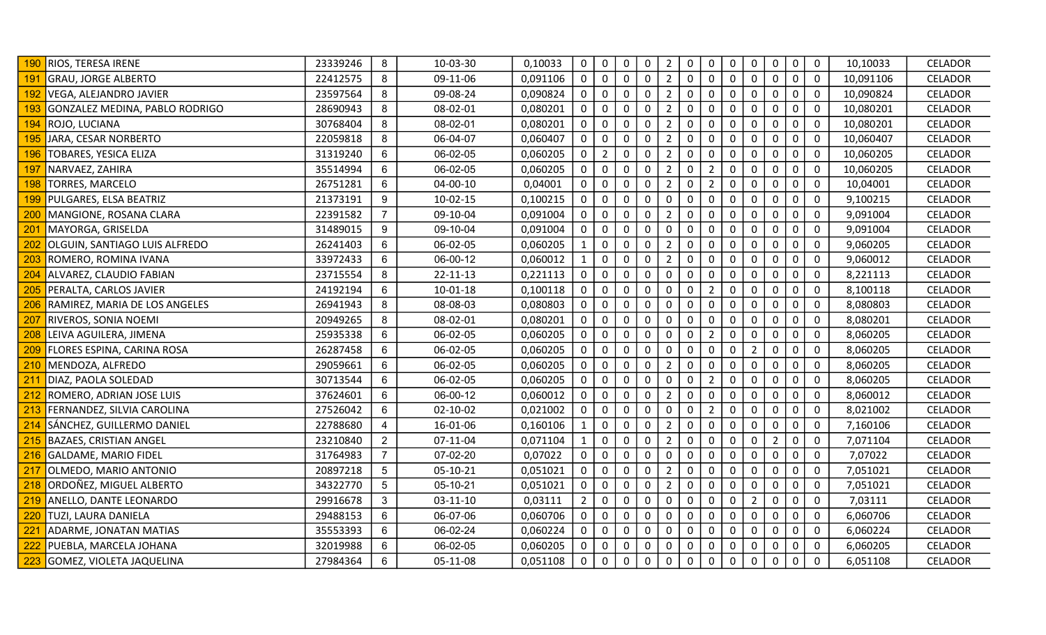| | | | | | | | | | | | | | | | | | | | | |
|---|---|---|---|---|---|---|---|---|---|---|---|---|---|---|---|---|---|---|---|---|
| 190 | RIOS, TERESA IRENE | 23339246 | 8 | 10-03-30 | 0,10033 | 0 | 0 | 0 | 0 | 2 | 0 | 0 | 0 | 0 | 0 | 0 | 0 | 10,10033 | CELADOR |
| 191 | GRAU, JORGE ALBERTO | 22412575 | 8 | 09-11-06 | 0,091106 | 0 | 0 | 0 | 0 | 2 | 0 | 0 | 0 | 0 | 0 | 0 | 0 | 10,091106 | CELADOR |
| 192 | VEGA, ALEJANDRO JAVIER | 23597564 | 8 | 09-08-24 | 0,090824 | 0 | 0 | 0 | 0 | 2 | 0 | 0 | 0 | 0 | 0 | 0 | 0 | 10,090824 | CELADOR |
| 193 | GONZALEZ MEDINA, PABLO RODRIGO | 28690943 | 8 | 08-02-01 | 0,080201 | 0 | 0 | 0 | 0 | 2 | 0 | 0 | 0 | 0 | 0 | 0 | 0 | 10,080201 | CELADOR |
| 194 | ROJO, LUCIANA | 30768404 | 8 | 08-02-01 | 0,080201 | 0 | 0 | 0 | 0 | 2 | 0 | 0 | 0 | 0 | 0 | 0 | 0 | 10,080201 | CELADOR |
| 195 | JARA, CESAR NORBERTO | 22059818 | 8 | 06-04-07 | 0,060407 | 0 | 0 | 0 | 0 | 2 | 0 | 0 | 0 | 0 | 0 | 0 | 0 | 10,060407 | CELADOR |
| 196 | TOBARES, YESICA ELIZA | 31319240 | 6 | 06-02-05 | 0,060205 | 0 | 2 | 0 | 0 | 2 | 0 | 0 | 0 | 0 | 0 | 0 | 0 | 10,060205 | CELADOR |
| 197 | NARVAEZ, ZAHIRA | 35514994 | 6 | 06-02-05 | 0,060205 | 0 | 0 | 0 | 0 | 2 | 0 | 2 | 0 | 0 | 0 | 0 | 0 | 10,060205 | CELADOR |
| 198 | TORRES, MARCELO | 26751281 | 6 | 04-00-10 | 0,04001 | 0 | 0 | 0 | 0 | 2 | 0 | 2 | 0 | 0 | 0 | 0 | 0 | 10,04001 | CELADOR |
| 199 | PULGARES, ELSA BEATRIZ | 21373191 | 9 | 10-02-15 | 0,100215 | 0 | 0 | 0 | 0 | 0 | 0 | 0 | 0 | 0 | 0 | 0 | 0 | 9,100215 | CELADOR |
| 200 | MANGIONE, ROSANA CLARA | 22391582 | 7 | 09-10-04 | 0,091004 | 0 | 0 | 0 | 0 | 2 | 0 | 0 | 0 | 0 | 0 | 0 | 0 | 9,091004 | CELADOR |
| 201 | MAYORGA, GRISELDA | 31489015 | 9 | 09-10-04 | 0,091004 | 0 | 0 | 0 | 0 | 0 | 0 | 0 | 0 | 0 | 0 | 0 | 0 | 9,091004 | CELADOR |
| 202 | OLGUIN, SANTIAGO LUIS ALFREDO | 26241403 | 6 | 06-02-05 | 0,060205 | 1 | 0 | 0 | 0 | 2 | 0 | 0 | 0 | 0 | 0 | 0 | 0 | 9,060205 | CELADOR |
| 203 | ROMERO, ROMINA IVANA | 33972433 | 6 | 06-00-12 | 0,060012 | 1 | 0 | 0 | 0 | 2 | 0 | 0 | 0 | 0 | 0 | 0 | 0 | 9,060012 | CELADOR |
| 204 | ALVAREZ, CLAUDIO FABIAN | 23715554 | 8 | 22-11-13 | 0,221113 | 0 | 0 | 0 | 0 | 0 | 0 | 0 | 0 | 0 | 0 | 0 | 0 | 8,221113 | CELADOR |
| 205 | PERALTA, CARLOS JAVIER | 24192194 | 6 | 10-01-18 | 0,100118 | 0 | 0 | 0 | 0 | 0 | 0 | 2 | 0 | 0 | 0 | 0 | 0 | 8,100118 | CELADOR |
| 206 | RAMIREZ, MARIA DE LOS ANGELES | 26941943 | 8 | 08-08-03 | 0,080803 | 0 | 0 | 0 | 0 | 0 | 0 | 0 | 0 | 0 | 0 | 0 | 0 | 8,080803 | CELADOR |
| 207 | RIVEROS, SONIA NOEMI | 20949265 | 8 | 08-02-01 | 0,080201 | 0 | 0 | 0 | 0 | 0 | 0 | 0 | 0 | 0 | 0 | 0 | 0 | 8,080201 | CELADOR |
| 208 | LEIVA AGUILERA, JIMENA | 25935338 | 6 | 06-02-05 | 0,060205 | 0 | 0 | 0 | 0 | 0 | 0 | 2 | 0 | 0 | 0 | 0 | 0 | 8,060205 | CELADOR |
| 209 | FLORES ESPINA, CARINA ROSA | 26287458 | 6 | 06-02-05 | 0,060205 | 0 | 0 | 0 | 0 | 0 | 0 | 0 | 0 | 2 | 0 | 0 | 0 | 8,060205 | CELADOR |
| 210 | MENDOZA, ALFREDO | 29059661 | 6 | 06-02-05 | 0,060205 | 0 | 0 | 0 | 0 | 2 | 0 | 0 | 0 | 0 | 0 | 0 | 0 | 8,060205 | CELADOR |
| 211 | DIAZ, PAOLA SOLEDAD | 30713544 | 6 | 06-02-05 | 0,060205 | 0 | 0 | 0 | 0 | 0 | 0 | 2 | 0 | 0 | 0 | 0 | 0 | 8,060205 | CELADOR |
| 212 | ROMERO, ADRIAN JOSE LUIS | 37624601 | 6 | 06-00-12 | 0,060012 | 0 | 0 | 0 | 0 | 2 | 0 | 0 | 0 | 0 | 0 | 0 | 0 | 8,060012 | CELADOR |
| 213 | FERNANDEZ, SILVIA CAROLINA | 27526042 | 6 | 02-10-02 | 0,021002 | 0 | 0 | 0 | 0 | 0 | 0 | 2 | 0 | 0 | 0 | 0 | 0 | 8,021002 | CELADOR |
| 214 | SÁNCHEZ, GUILLERMO DANIEL | 22788680 | 4 | 16-01-06 | 0,160106 | 1 | 0 | 0 | 0 | 2 | 0 | 0 | 0 | 0 | 0 | 0 | 0 | 7,160106 | CELADOR |
| 215 | BAZAES, CRISTIAN ANGEL | 23210840 | 2 | 07-11-04 | 0,071104 | 1 | 0 | 0 | 0 | 2 | 0 | 0 | 0 | 0 | 2 | 0 | 0 | 7,071104 | CELADOR |
| 216 | GALDAME, MARIO FIDEL | 31764983 | 7 | 07-02-20 | 0,07022 | 0 | 0 | 0 | 0 | 0 | 0 | 0 | 0 | 0 | 0 | 0 | 0 | 7,07022 | CELADOR |
| 217 | OLMEDO, MARIO ANTONIO | 20897218 | 5 | 05-10-21 | 0,051021 | 0 | 0 | 0 | 0 | 2 | 0 | 0 | 0 | 0 | 0 | 0 | 0 | 7,051021 | CELADOR |
| 218 | ORDOÑEZ, MIGUEL ALBERTO | 34322770 | 5 | 05-10-21 | 0,051021 | 0 | 0 | 0 | 0 | 2 | 0 | 0 | 0 | 0 | 0 | 0 | 0 | 7,051021 | CELADOR |
| 219 | ANELLO, DANTE LEONARDO | 29916678 | 3 | 03-11-10 | 0,03111 | 2 | 0 | 0 | 0 | 0 | 0 | 0 | 0 | 2 | 0 | 0 | 0 | 7,03111 | CELADOR |
| 220 | TUZI, LAURA DANIELA | 29488153 | 6 | 06-07-06 | 0,060706 | 0 | 0 | 0 | 0 | 0 | 0 | 0 | 0 | 0 | 0 | 0 | 0 | 6,060706 | CELADOR |
| 221 | ADARME, JONATAN MATIAS | 35553393 | 6 | 06-02-24 | 0,060224 | 0 | 0 | 0 | 0 | 0 | 0 | 0 | 0 | 0 | 0 | 0 | 0 | 6,060224 | CELADOR |
| 222 | PUEBLA, MARCELA JOHANA | 32019988 | 6 | 06-02-05 | 0,060205 | 0 | 0 | 0 | 0 | 0 | 0 | 0 | 0 | 0 | 0 | 0 | 0 | 6,060205 | CELADOR |
| 223 | GOMEZ, VIOLETA JAQUELINA | 27984364 | 6 | 05-11-08 | 0,051108 | 0 | 0 | 0 | 0 | 0 | 0 | 0 | 0 | 0 | 0 | 0 | 0 | 6,051108 | CELADOR |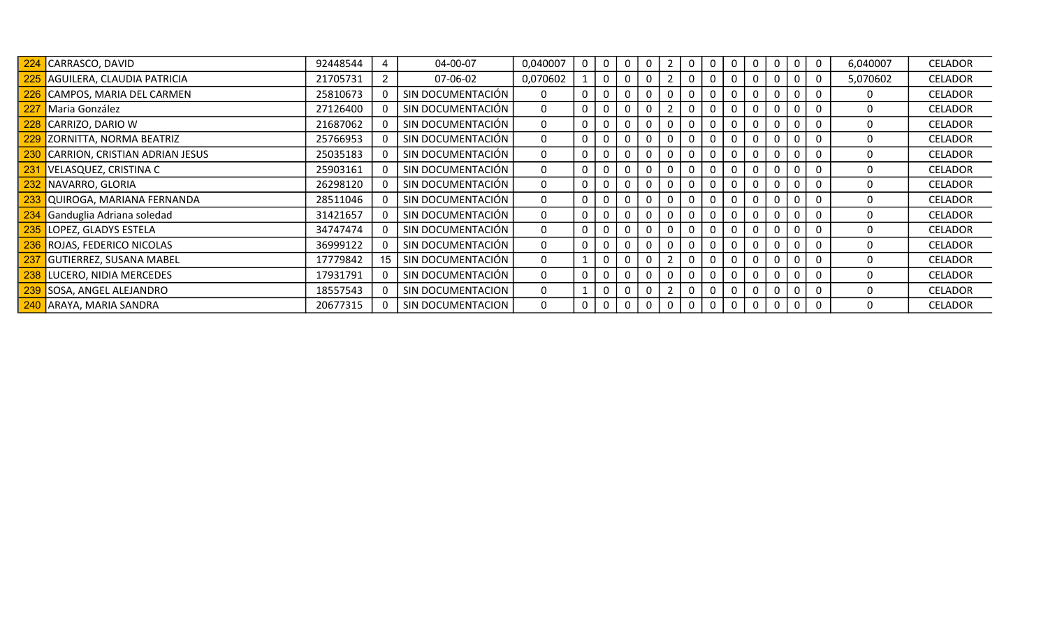| | | | | | | | | | | | | | | | | | | | | |
|---|---|---|---|---|---|---|---|---|---|---|---|---|---|---|---|---|---|---|---|---|
| 224 | CARRASCO, DAVID | 92448544 | 4 | 04-00-07 | 0,040007 | 0 | 0 | 0 | 0 | 2 | 0 | 0 | 0 | 0 | 0 | 0 | 0 | 6,040007 | CELADOR |
| 225 | AGUILERA, CLAUDIA PATRICIA | 21705731 | 2 | 07-06-02 | 0,070602 | 1 | 0 | 0 | 0 | 2 | 0 | 0 | 0 | 0 | 0 | 0 | 0 | 5,070602 | CELADOR |
| 226 | CAMPOS, MARIA DEL CARMEN | 25810673 | 0 | SIN DOCUMENTACIÓN | 0 | 0 | 0 | 0 | 0 | 0 | 0 | 0 | 0 | 0 | 0 | 0 | 0 | 0 | CELADOR |
| 227 | Maria González | 27126400 | 0 | SIN DOCUMENTACIÓN | 0 | 0 | 0 | 0 | 0 | 2 | 0 | 0 | 0 | 0 | 0 | 0 | 0 | 0 | CELADOR |
| 228 | CARRIZO, DARIO W | 21687062 | 0 | SIN DOCUMENTACIÓN | 0 | 0 | 0 | 0 | 0 | 0 | 0 | 0 | 0 | 0 | 0 | 0 | 0 | 0 | CELADOR |
| 229 | ZORNITTA, NORMA BEATRIZ | 25766953 | 0 | SIN DOCUMENTACIÓN | 0 | 0 | 0 | 0 | 0 | 0 | 0 | 0 | 0 | 0 | 0 | 0 | 0 | 0 | CELADOR |
| 230 | CARRION, CRISTIAN ADRIAN JESUS | 25035183 | 0 | SIN DOCUMENTACIÓN | 0 | 0 | 0 | 0 | 0 | 0 | 0 | 0 | 0 | 0 | 0 | 0 | 0 | 0 | CELADOR |
| 231 | VELASQUEZ, CRISTINA C | 25903161 | 0 | SIN DOCUMENTACIÓN | 0 | 0 | 0 | 0 | 0 | 0 | 0 | 0 | 0 | 0 | 0 | 0 | 0 | 0 | CELADOR |
| 232 | NAVARRO, GLORIA | 26298120 | 0 | SIN DOCUMENTACIÓN | 0 | 0 | 0 | 0 | 0 | 0 | 0 | 0 | 0 | 0 | 0 | 0 | 0 | 0 | CELADOR |
| 233 | QUIROGA, MARIANA FERNANDA | 28511046 | 0 | SIN DOCUMENTACIÓN | 0 | 0 | 0 | 0 | 0 | 0 | 0 | 0 | 0 | 0 | 0 | 0 | 0 | 0 | CELADOR |
| 234 | Ganduglia Adriana soledad | 31421657 | 0 | SIN DOCUMENTACIÓN | 0 | 0 | 0 | 0 | 0 | 0 | 0 | 0 | 0 | 0 | 0 | 0 | 0 | 0 | CELADOR |
| 235 | LOPEZ, GLADYS ESTELA | 34747474 | 0 | SIN DOCUMENTACIÓN | 0 | 0 | 0 | 0 | 0 | 0 | 0 | 0 | 0 | 0 | 0 | 0 | 0 | 0 | CELADOR |
| 236 | ROJAS, FEDERICO NICOLAS | 36999122 | 0 | SIN DOCUMENTACIÓN | 0 | 0 | 0 | 0 | 0 | 0 | 0 | 0 | 0 | 0 | 0 | 0 | 0 | 0 | CELADOR |
| 237 | GUTIERREZ, SUSANA MABEL | 17779842 | 15 | SIN DOCUMENTACIÓN | 0 | 1 | 0 | 0 | 0 | 2 | 0 | 0 | 0 | 0 | 0 | 0 | 0 | 0 | CELADOR |
| 238 | LUCERO, NIDIA MERCEDES | 17931791 | 0 | SIN DOCUMENTACIÓN | 0 | 0 | 0 | 0 | 0 | 0 | 0 | 0 | 0 | 0 | 0 | 0 | 0 | 0 | CELADOR |
| 239 | SOSA, ANGEL ALEJANDRO | 18557543 | 0 | SIN DOCUMENTACION | 0 | 1 | 0 | 0 | 0 | 2 | 0 | 0 | 0 | 0 | 0 | 0 | 0 | 0 | CELADOR |
| 240 | ARAYA, MARIA SANDRA | 20677315 | 0 | SIN DOCUMENTACION | 0 | 0 | 0 | 0 | 0 | 0 | 0 | 0 | 0 | 0 | 0 | 0 | 0 | 0 | CELADOR |